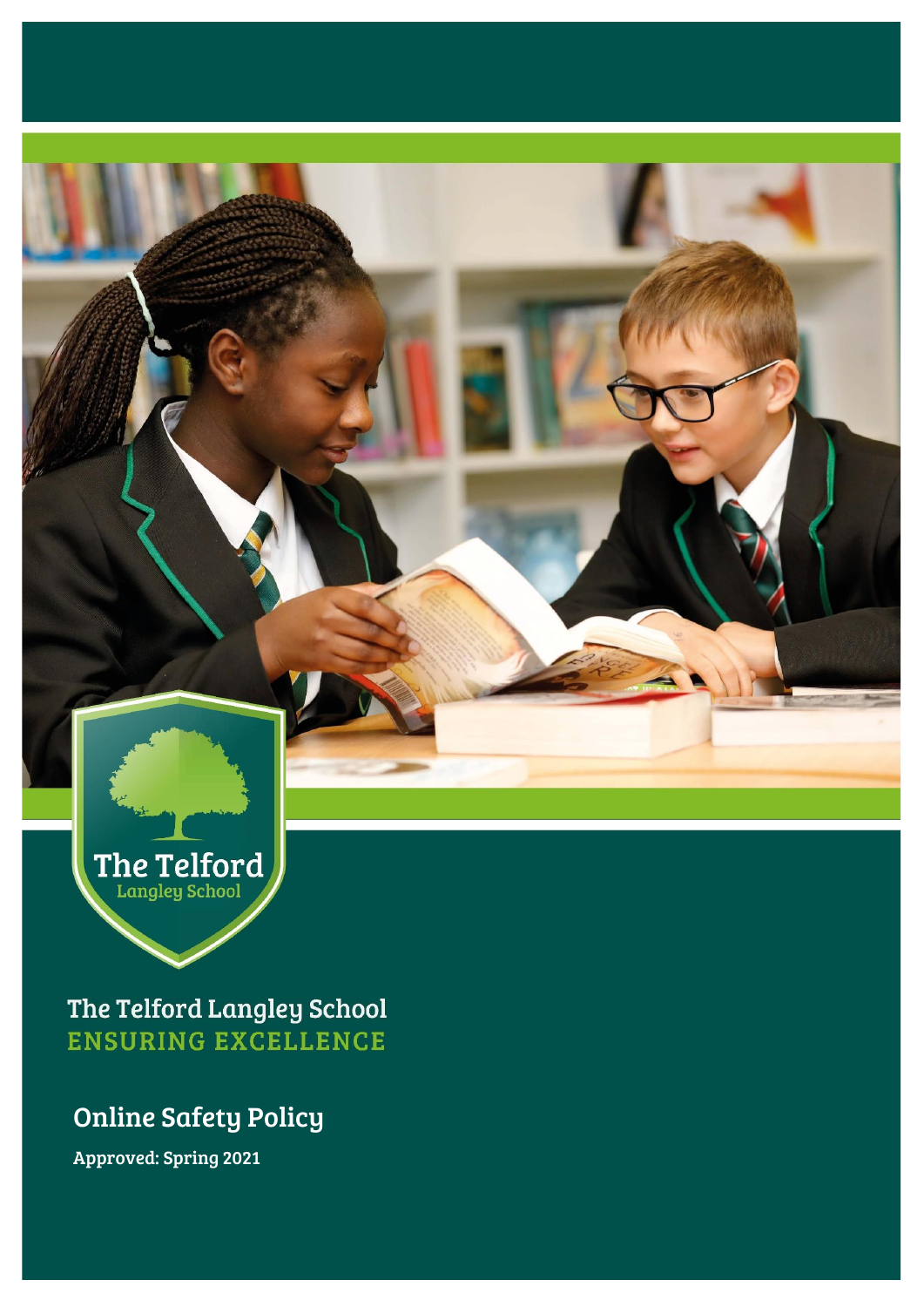The Telford Langley School

# The Telford Langley School

ENSURING EXCELLENCE

## Online Safety Policy

**Approved: Spring 2021**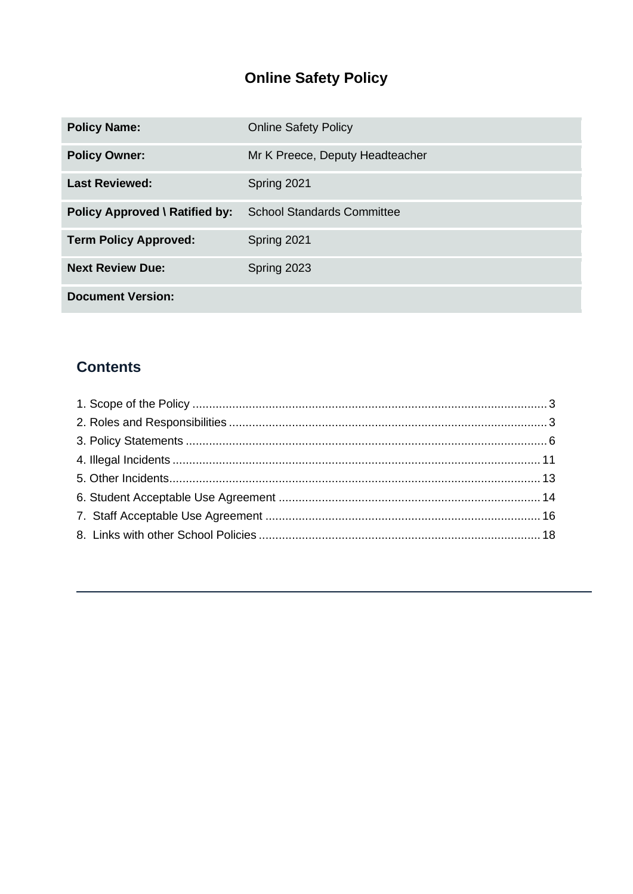# Online Safety Policy

| Policy Name: | Online Safety Policy |
|---|---|
| Policy Owner: | Mr K Preece, Deputy Headteacher |
| Last Reviewed: | Spring 2021 |
| Policy Approved \ Ratified by: | School Standards Committee |
| Term Policy Approved: | Spring 2021 |
| Next Review Due: | Spring 2023 |
| Document Version: | |

## Contents

1. Scope of the Policy .......... 3
2. Roles and Responsibilities .......... 3
3. Policy Statements .......... 6
4. Illegal Incidents .......... 11
5. Other Incidents .......... 13
6. Student Acceptable Use Agreement .......... 14
7. Staff Acceptable Use Agreement .......... 16
8. Links with other School Policies .......... 18

---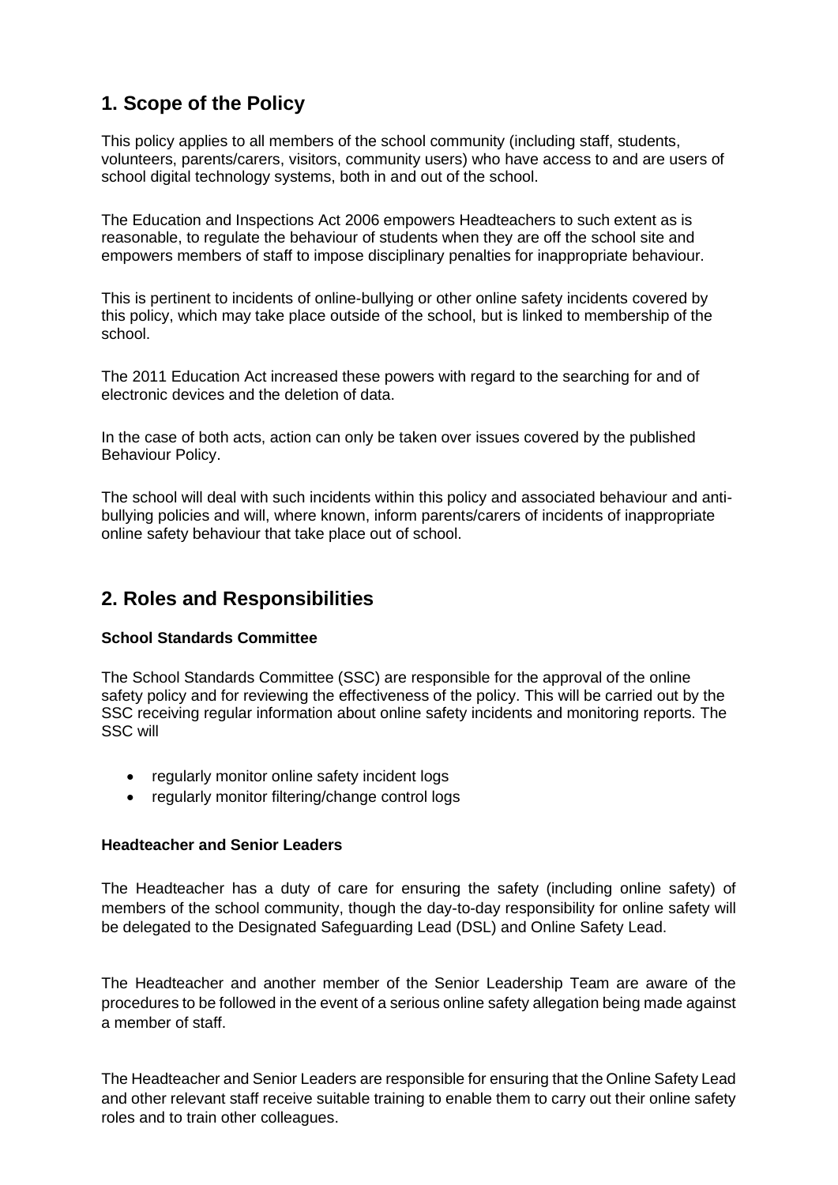## 1. Scope of the Policy

This policy applies to all members of the school community (including staff, students, volunteers, parents/carers, visitors, community users) who have access to and are users of school digital technology systems, both in and out of the school.

The Education and Inspections Act 2006 empowers Headteachers to such extent as is reasonable, to regulate the behaviour of students when they are off the school site and empowers members of staff to impose disciplinary penalties for inappropriate behaviour.

This is pertinent to incidents of online-bullying or other online safety incidents covered by this policy, which may take place outside of the school, but is linked to membership of the school.

The 2011 Education Act increased these powers with regard to the searching for and of electronic devices and the deletion of data.

In the case of both acts, action can only be taken over issues covered by the published Behaviour Policy.

The school will deal with such incidents within this policy and associated behaviour and anti-bullying policies and will, where known, inform parents/carers of incidents of inappropriate online safety behaviour that take place out of school.

## 2. Roles and Responsibilities

**School Standards Committee**

The School Standards Committee (SSC) are responsible for the approval of the online safety policy and for reviewing the effectiveness of the policy. This will be carried out by the SSC receiving regular information about online safety incidents and monitoring reports. The SSC will

- regularly monitor online safety incident logs
- regularly monitor filtering/change control logs

**Headteacher and Senior Leaders**

The Headteacher has a duty of care for ensuring the safety (including online safety) of members of the school community, though the day-to-day responsibility for online safety will be delegated to the Designated Safeguarding Lead (DSL) and Online Safety Lead.

The Headteacher and another member of the Senior Leadership Team are aware of the procedures to be followed in the event of a serious online safety allegation being made against a member of staff.

The Headteacher and Senior Leaders are responsible for ensuring that the Online Safety Lead and other relevant staff receive suitable training to enable them to carry out their online safety roles and to train other colleagues.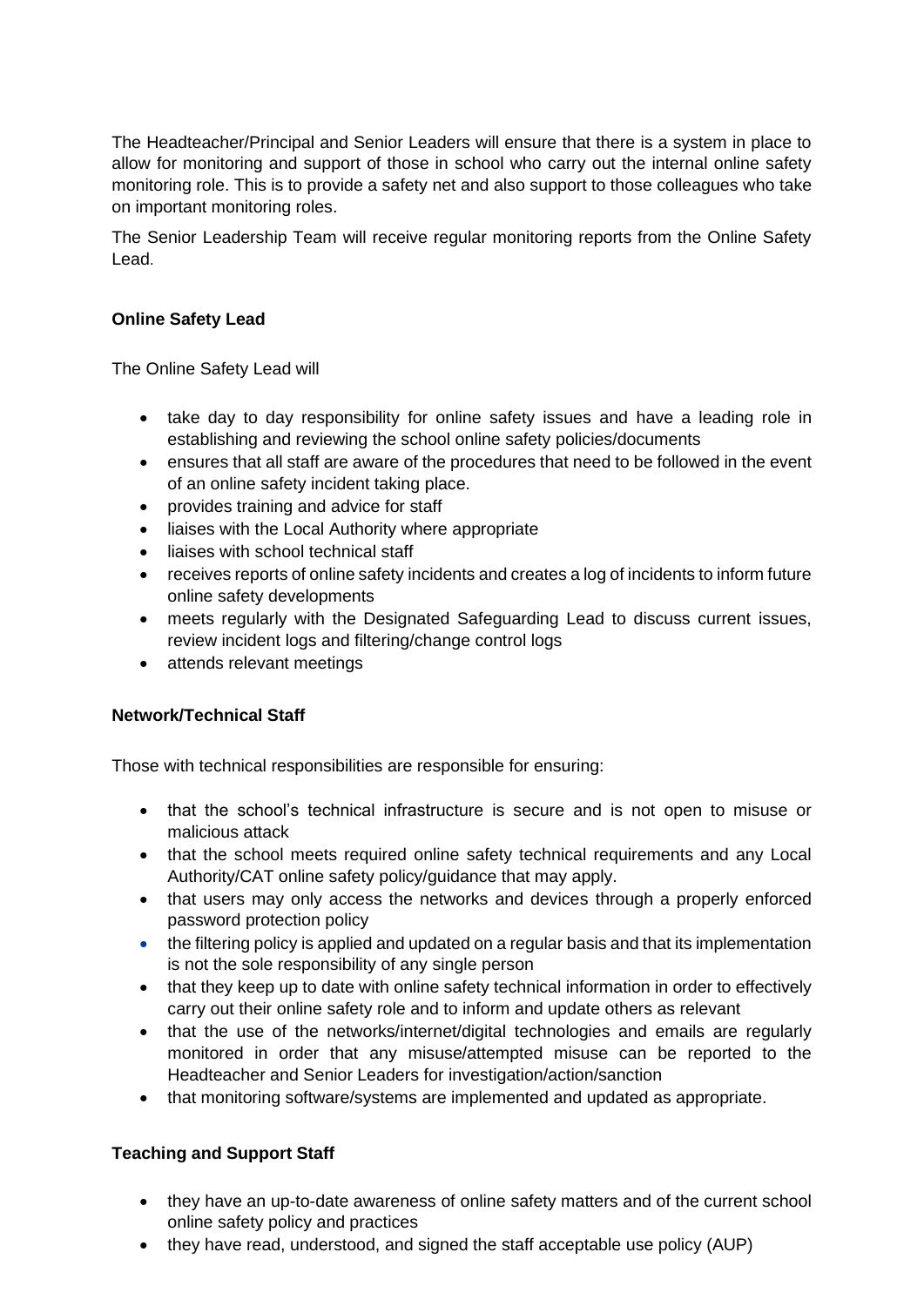The Headteacher/Principal and Senior Leaders will ensure that there is a system in place to allow for monitoring and support of those in school who carry out the internal online safety monitoring role. This is to provide a safety net and also support to those colleagues who take on important monitoring roles.

The Senior Leadership Team will receive regular monitoring reports from the Online Safety Lead.

**Online Safety Lead**

The Online Safety Lead will

- take day to day responsibility for online safety issues and have a leading role in establishing and reviewing the school online safety policies/documents
- ensures that all staff are aware of the procedures that need to be followed in the event of an online safety incident taking place.
- provides training and advice for staff
- liaises with the Local Authority where appropriate
- liaises with school technical staff
- receives reports of online safety incidents and creates a log of incidents to inform future online safety developments
- meets regularly with the Designated Safeguarding Lead to discuss current issues, review incident logs and filtering/change control logs
- attends relevant meetings

**Network/Technical Staff**

Those with technical responsibilities are responsible for ensuring:

- that the school's technical infrastructure is secure and is not open to misuse or malicious attack
- that the school meets required online safety technical requirements and any Local Authority/CAT online safety policy/guidance that may apply.
- that users may only access the networks and devices through a properly enforced password protection policy
- the filtering policy is applied and updated on a regular basis and that its implementation is not the sole responsibility of any single person
- that they keep up to date with online safety technical information in order to effectively carry out their online safety role and to inform and update others as relevant
- that the use of the networks/internet/digital technologies and emails are regularly monitored in order that any misuse/attempted misuse can be reported to the Headteacher and Senior Leaders for investigation/action/sanction
- that monitoring software/systems are implemented and updated as appropriate.

**Teaching and Support Staff**

- they have an up-to-date awareness of online safety matters and of the current school online safety policy and practices
- they have read, understood, and signed the staff acceptable use policy (AUP)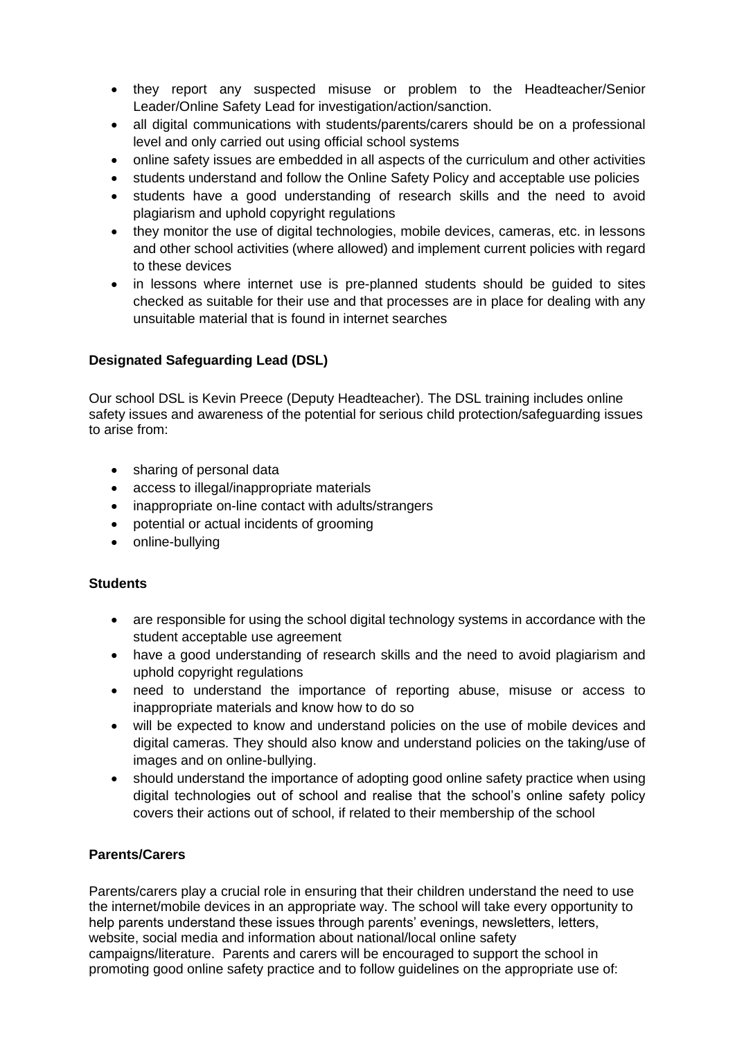- they report any suspected misuse or problem to the Headteacher/Senior Leader/Online Safety Lead for investigation/action/sanction.
- all digital communications with students/parents/carers should be on a professional level and only carried out using official school systems
- online safety issues are embedded in all aspects of the curriculum and other activities
- students understand and follow the Online Safety Policy and acceptable use policies
- students have a good understanding of research skills and the need to avoid plagiarism and uphold copyright regulations
- they monitor the use of digital technologies, mobile devices, cameras, etc. in lessons and other school activities (where allowed) and implement current policies with regard to these devices
- in lessons where internet use is pre-planned students should be guided to sites checked as suitable for their use and that processes are in place for dealing with any unsuitable material that is found in internet searches

**Designated Safeguarding Lead (DSL)**

Our school DSL is Kevin Preece (Deputy Headteacher). The DSL training includes online safety issues and awareness of the potential for serious child protection/safeguarding issues to arise from:

- sharing of personal data
- access to illegal/inappropriate materials
- inappropriate on-line contact with adults/strangers
- potential or actual incidents of grooming
- online-bullying

**Students**

- are responsible for using the school digital technology systems in accordance with the student acceptable use agreement
- have a good understanding of research skills and the need to avoid plagiarism and uphold copyright regulations
- need to understand the importance of reporting abuse, misuse or access to inappropriate materials and know how to do so
- will be expected to know and understand policies on the use of mobile devices and digital cameras. They should also know and understand policies on the taking/use of images and on online-bullying.
- should understand the importance of adopting good online safety practice when using digital technologies out of school and realise that the school's online safety policy covers their actions out of school, if related to their membership of the school

**Parents/Carers**

Parents/carers play a crucial role in ensuring that their children understand the need to use the internet/mobile devices in an appropriate way. The school will take every opportunity to help parents understand these issues through parents' evenings, newsletters, letters, website, social media and information about national/local online safety campaigns/literature. Parents and carers will be encouraged to support the school in promoting good online safety practice and to follow guidelines on the appropriate use of: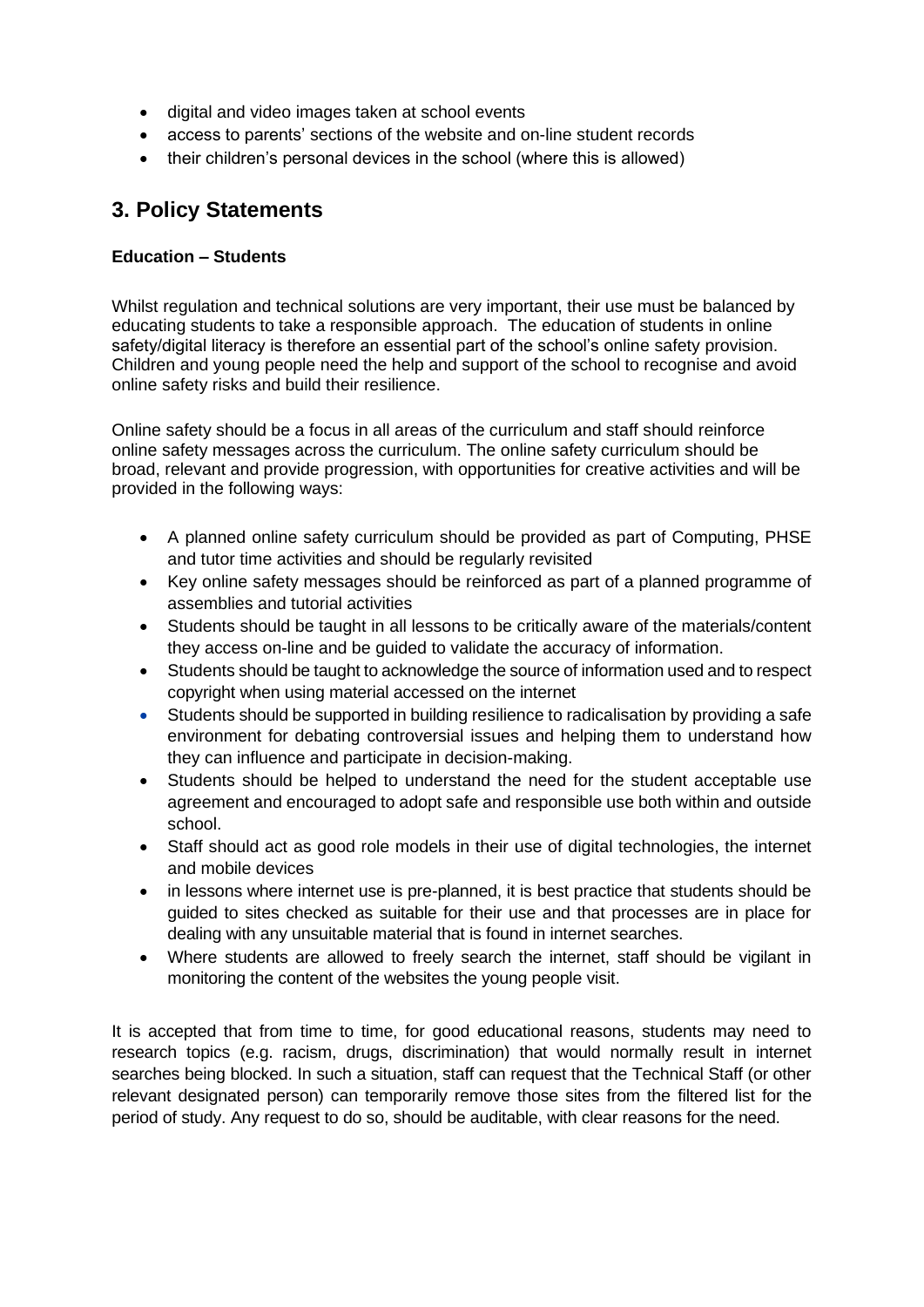- digital and video images taken at school events
- access to parents' sections of the website and on-line student records
- their children's personal devices in the school (where this is allowed)

## 3. Policy Statements

**Education – Students**

Whilst regulation and technical solutions are very important, their use must be balanced by educating students to take a responsible approach. The education of students in online safety/digital literacy is therefore an essential part of the school's online safety provision. Children and young people need the help and support of the school to recognise and avoid online safety risks and build their resilience.

Online safety should be a focus in all areas of the curriculum and staff should reinforce online safety messages across the curriculum. The online safety curriculum should be broad, relevant and provide progression, with opportunities for creative activities and will be provided in the following ways:

- A planned online safety curriculum should be provided as part of Computing, PHSE and tutor time activities and should be regularly revisited
- Key online safety messages should be reinforced as part of a planned programme of assemblies and tutorial activities
- Students should be taught in all lessons to be critically aware of the materials/content they access on-line and be guided to validate the accuracy of information.
- Students should be taught to acknowledge the source of information used and to respect copyright when using material accessed on the internet
- Students should be supported in building resilience to radicalisation by providing a safe environment for debating controversial issues and helping them to understand how they can influence and participate in decision-making.
- Students should be helped to understand the need for the student acceptable use agreement and encouraged to adopt safe and responsible use both within and outside school.
- Staff should act as good role models in their use of digital technologies, the internet and mobile devices
- in lessons where internet use is pre-planned, it is best practice that students should be guided to sites checked as suitable for their use and that processes are in place for dealing with any unsuitable material that is found in internet searches.
- Where students are allowed to freely search the internet, staff should be vigilant in monitoring the content of the websites the young people visit.

It is accepted that from time to time, for good educational reasons, students may need to research topics (e.g. racism, drugs, discrimination) that would normally result in internet searches being blocked. In such a situation, staff can request that the Technical Staff (or other relevant designated person) can temporarily remove those sites from the filtered list for the period of study. Any request to do so, should be auditable, with clear reasons for the need.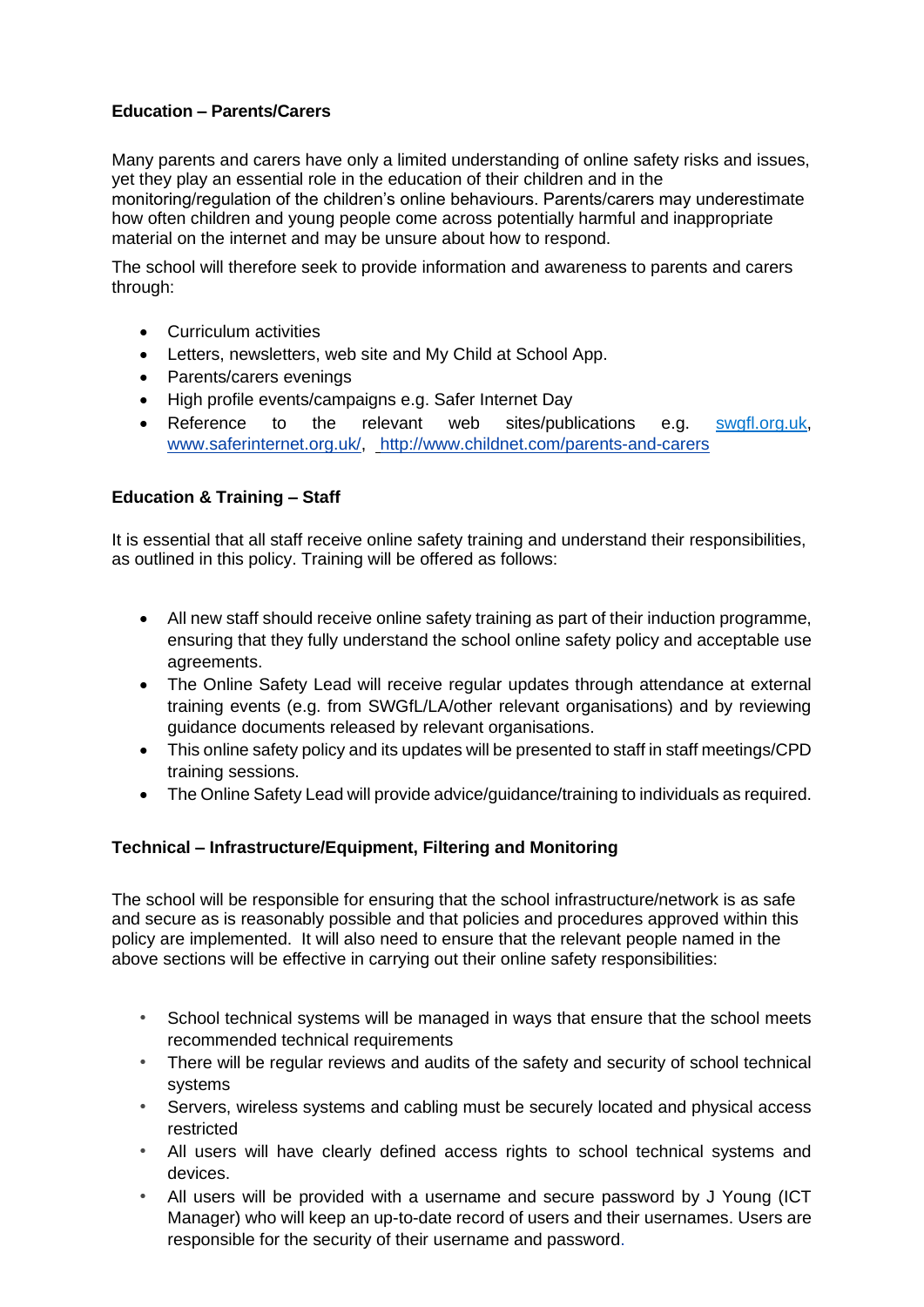**Education – Parents/Carers**

Many parents and carers have only a limited understanding of online safety risks and issues, yet they play an essential role in the education of their children and in the monitoring/regulation of the children's online behaviours. Parents/carers may underestimate how often children and young people come across potentially harmful and inappropriate material on the internet and may be unsure about how to respond.

The school will therefore seek to provide information and awareness to parents and carers through:

- Curriculum activities
- Letters, newsletters, web site and My Child at School App.
- Parents/carers evenings
- High profile events/campaigns e.g. Safer Internet Day
- Reference to the relevant web sites/publications e.g. swgfl.org.uk, www.saferinternet.org.uk/, http://www.childnet.com/parents-and-carers

**Education & Training – Staff**

It is essential that all staff receive online safety training and understand their responsibilities, as outlined in this policy. Training will be offered as follows:

- All new staff should receive online safety training as part of their induction programme, ensuring that they fully understand the school online safety policy and acceptable use agreements.
- The Online Safety Lead will receive regular updates through attendance at external training events (e.g. from SWGfL/LA/other relevant organisations) and by reviewing guidance documents released by relevant organisations.
- This online safety policy and its updates will be presented to staff in staff meetings/CPD training sessions.
- The Online Safety Lead will provide advice/guidance/training to individuals as required.

**Technical – Infrastructure/Equipment, Filtering and Monitoring**

The school will be responsible for ensuring that the school infrastructure/network is as safe and secure as is reasonably possible and that policies and procedures approved within this policy are implemented. It will also need to ensure that the relevant people named in the above sections will be effective in carrying out their online safety responsibilities:

- School technical systems will be managed in ways that ensure that the school meets recommended technical requirements
- There will be regular reviews and audits of the safety and security of school technical systems
- Servers, wireless systems and cabling must be securely located and physical access restricted
- All users will have clearly defined access rights to school technical systems and devices.
- All users will be provided with a username and secure password by J Young (ICT Manager) who will keep an up-to-date record of users and their usernames. Users are responsible for the security of their username and password.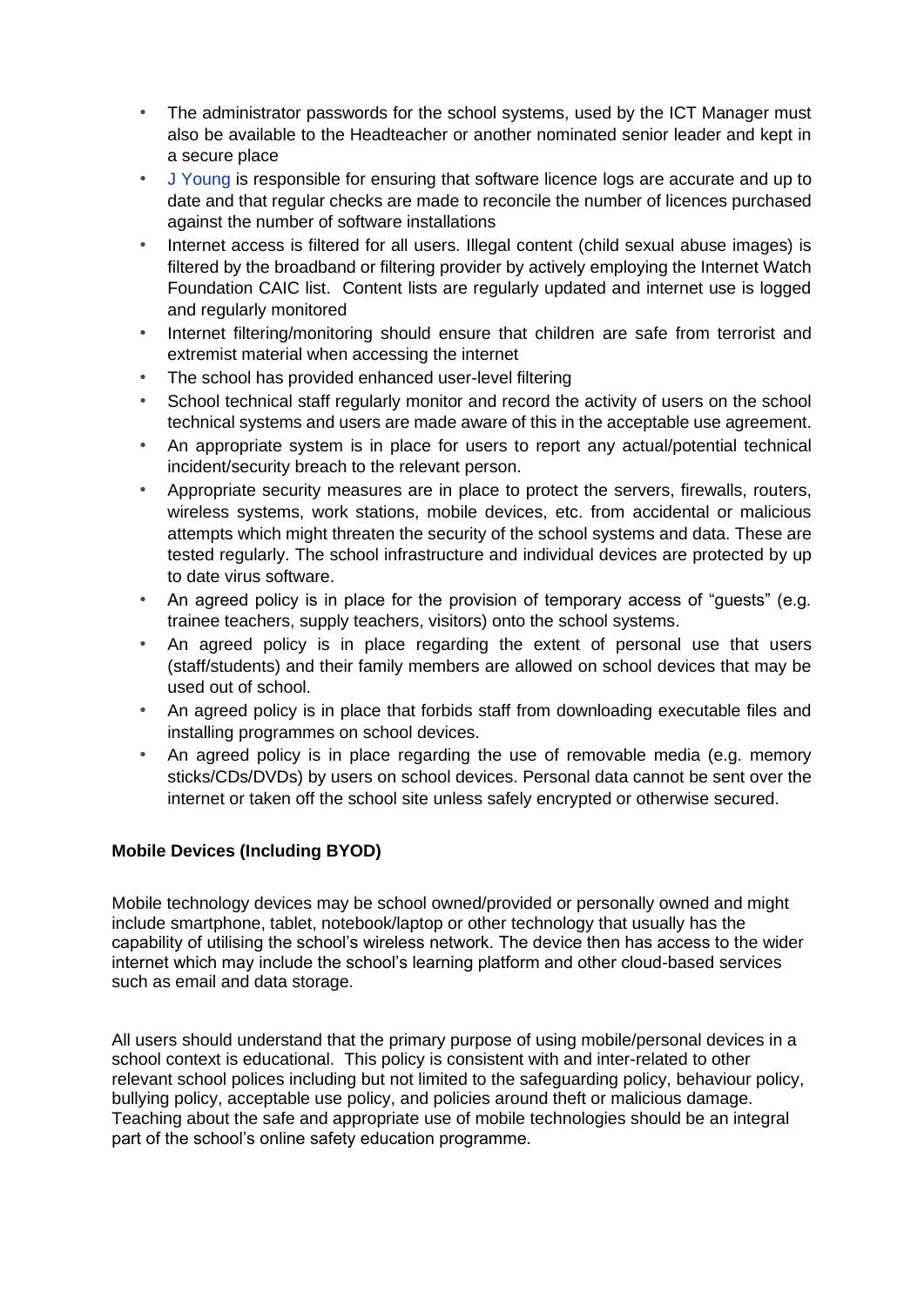- The administrator passwords for the school systems, used by the ICT Manager must also be available to the Headteacher or another nominated senior leader and kept in a secure place
- J Young is responsible for ensuring that software licence logs are accurate and up to date and that regular checks are made to reconcile the number of licences purchased against the number of software installations
- Internet access is filtered for all users. Illegal content (child sexual abuse images) is filtered by the broadband or filtering provider by actively employing the Internet Watch Foundation CAIC list. Content lists are regularly updated and internet use is logged and regularly monitored
- Internet filtering/monitoring should ensure that children are safe from terrorist and extremist material when accessing the internet
- The school has provided enhanced user-level filtering
- School technical staff regularly monitor and record the activity of users on the school technical systems and users are made aware of this in the acceptable use agreement.
- An appropriate system is in place for users to report any actual/potential technical incident/security breach to the relevant person.
- Appropriate security measures are in place to protect the servers, firewalls, routers, wireless systems, work stations, mobile devices, etc. from accidental or malicious attempts which might threaten the security of the school systems and data. These are tested regularly. The school infrastructure and individual devices are protected by up to date virus software.
- An agreed policy is in place for the provision of temporary access of "guests" (e.g. trainee teachers, supply teachers, visitors) onto the school systems.
- An agreed policy is in place regarding the extent of personal use that users (staff/students) and their family members are allowed on school devices that may be used out of school.
- An agreed policy is in place that forbids staff from downloading executable files and installing programmes on school devices.
- An agreed policy is in place regarding the use of removable media (e.g. memory sticks/CDs/DVDs) by users on school devices. Personal data cannot be sent over the internet or taken off the school site unless safely encrypted or otherwise secured.

**Mobile Devices (Including BYOD)**

Mobile technology devices may be school owned/provided or personally owned and might include smartphone, tablet, notebook/laptop or other technology that usually has the capability of utilising the school's wireless network. The device then has access to the wider internet which may include the school's learning platform and other cloud-based services such as email and data storage.

All users should understand that the primary purpose of using mobile/personal devices in a school context is educational. This policy is consistent with and inter-related to other relevant school polices including but not limited to the safeguarding policy, behaviour policy, bullying policy, acceptable use policy, and policies around theft or malicious damage. Teaching about the safe and appropriate use of mobile technologies should be an integral part of the school's online safety education programme.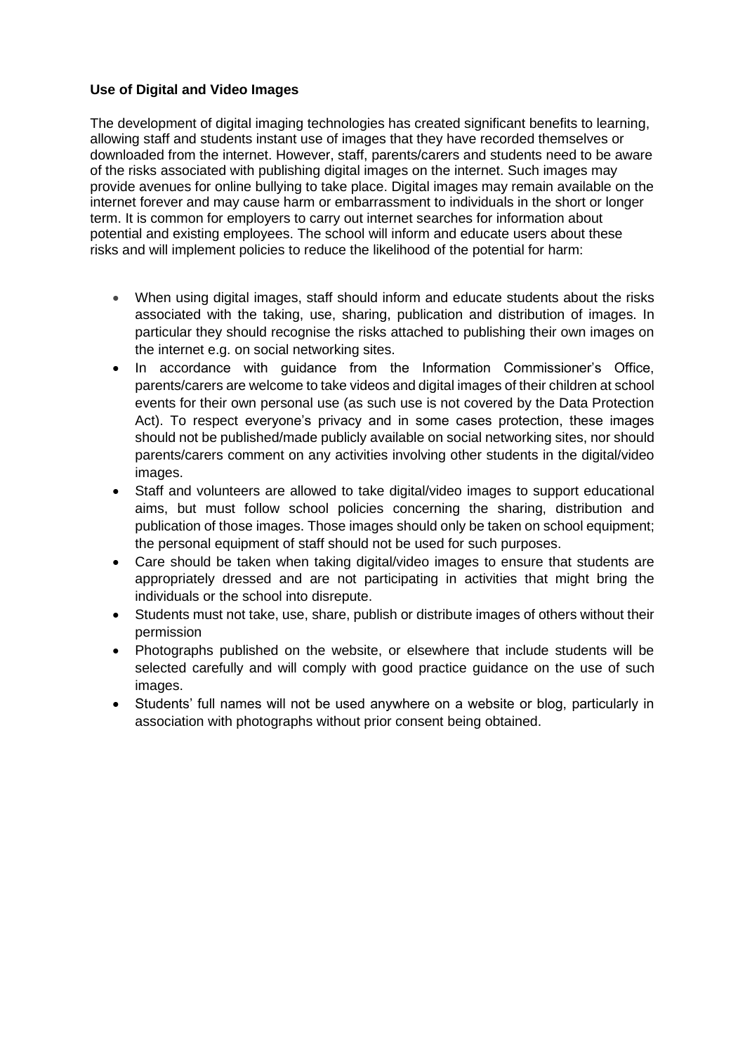**Use of Digital and Video Images**

The development of digital imaging technologies has created significant benefits to learning, allowing staff and students instant use of images that they have recorded themselves or downloaded from the internet. However, staff, parents/carers and students need to be aware of the risks associated with publishing digital images on the internet. Such images may provide avenues for online bullying to take place. Digital images may remain available on the internet forever and may cause harm or embarrassment to individuals in the short or longer term. It is common for employers to carry out internet searches for information about potential and existing employees. The school will inform and educate users about these risks and will implement policies to reduce the likelihood of the potential for harm:

- When using digital images, staff should inform and educate students about the risks associated with the taking, use, sharing, publication and distribution of images. In particular they should recognise the risks attached to publishing their own images on the internet e.g. on social networking sites.
- In accordance with guidance from the Information Commissioner's Office, parents/carers are welcome to take videos and digital images of their children at school events for their own personal use (as such use is not covered by the Data Protection Act). To respect everyone's privacy and in some cases protection, these images should not be published/made publicly available on social networking sites, nor should parents/carers comment on any activities involving other students in the digital/video images.
- Staff and volunteers are allowed to take digital/video images to support educational aims, but must follow school policies concerning the sharing, distribution and publication of those images. Those images should only be taken on school equipment; the personal equipment of staff should not be used for such purposes.
- Care should be taken when taking digital/video images to ensure that students are appropriately dressed and are not participating in activities that might bring the individuals or the school into disrepute.
- Students must not take, use, share, publish or distribute images of others without their permission
- Photographs published on the website, or elsewhere that include students will be selected carefully and will comply with good practice guidance on the use of such images.
- Students' full names will not be used anywhere on a website or blog, particularly in association with photographs without prior consent being obtained.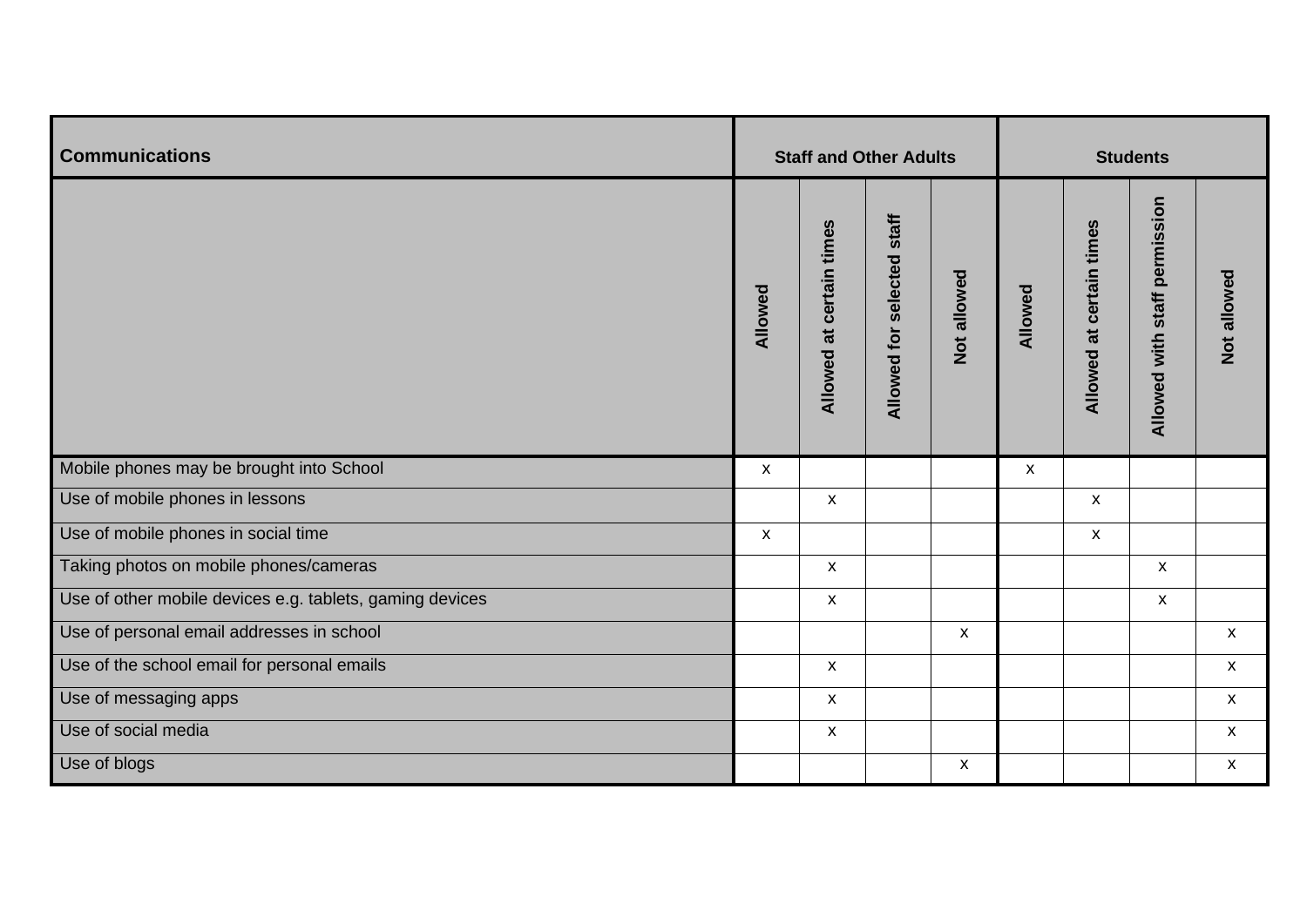| Communications | Staff and Other Adults | | | | Students | | | |
|---|---|---|---|---|---|---|---|---|
| | Allowed | Allowed at certain times | Allowed for selected staff | Not allowed | Allowed | Allowed at certain times | Allowed with staff permission | Not allowed |
| Mobile phones may be brought into School | x | | | | x | | | |
| Use of mobile phones in lessons | | x | | | | x | | |
| Use of mobile phones in social time | x | | | | | x | | |
| Taking photos on mobile phones/cameras | | x | | | | | x | |
| Use of other mobile devices e.g. tablets, gaming devices | | x | | | | | x | |
| Use of personal email addresses in school | | | | x | | | | x |
| Use of the school email for personal emails | | x | | | | | | x |
| Use of messaging apps | | x | | | | | | x |
| Use of social media | | x | | | | | | x |
| Use of blogs | | | | x | | | | x |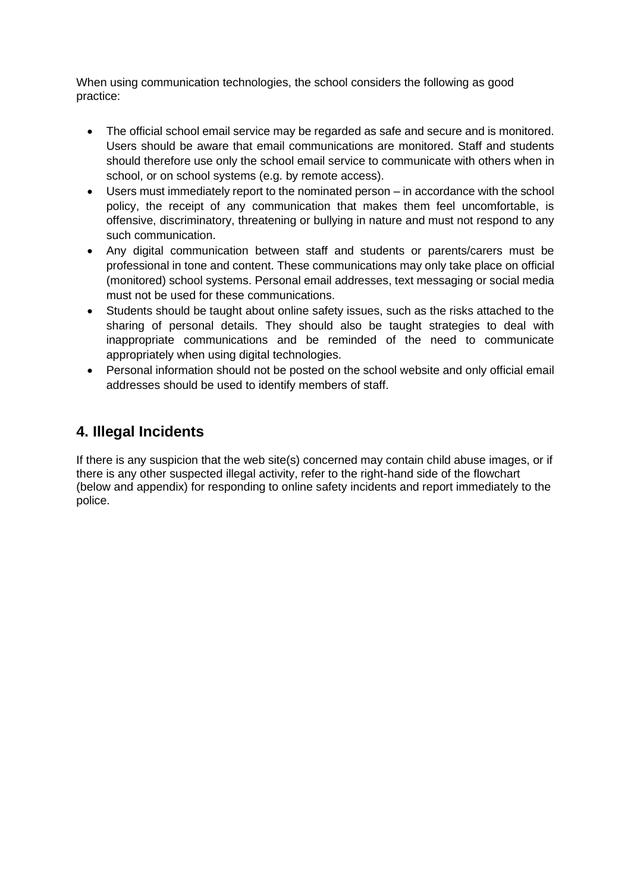When using communication technologies, the school considers the following as good practice:

- The official school email service may be regarded as safe and secure and is monitored. Users should be aware that email communications are monitored. Staff and students should therefore use only the school email service to communicate with others when in school, or on school systems (e.g. by remote access).
- Users must immediately report to the nominated person – in accordance with the school policy, the receipt of any communication that makes them feel uncomfortable, is offensive, discriminatory, threatening or bullying in nature and must not respond to any such communication.
- Any digital communication between staff and students or parents/carers must be professional in tone and content. These communications may only take place on official (monitored) school systems. Personal email addresses, text messaging or social media must not be used for these communications.
- Students should be taught about online safety issues, such as the risks attached to the sharing of personal details. They should also be taught strategies to deal with inappropriate communications and be reminded of the need to communicate appropriately when using digital technologies.
- Personal information should not be posted on the school website and only official email addresses should be used to identify members of staff.

## 4. Illegal Incidents

If there is any suspicion that the web site(s) concerned may contain child abuse images, or if there is any other suspected illegal activity, refer to the right-hand side of the flowchart (below and appendix) for responding to online safety incidents and report immediately to the police.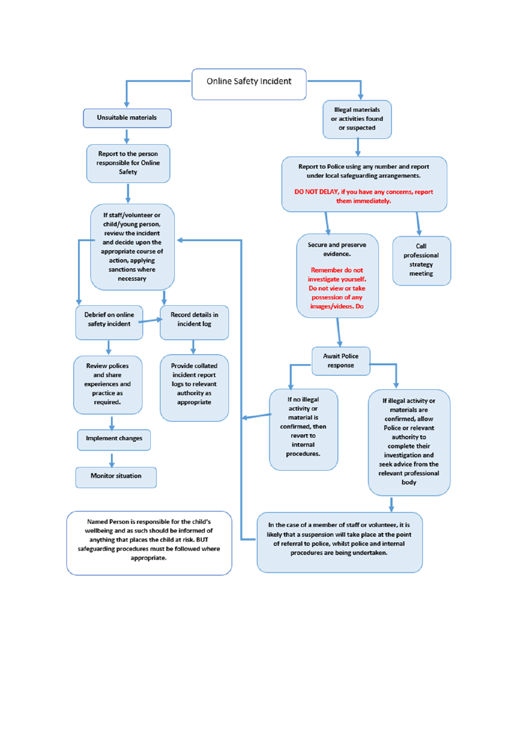# Online Safety Incident

## Unsuitable materials

- Unsuitable materials
- Report to the person responsible for Online Safety
- If staff/volunteer or child/young person, review the incident and decide upon the appropriate course of action, applying sanctions where necessary
- Debrief on online safety incident
- Record details in incident log
- Review polices and share experiences and practice as required.
- Provide collated incident report logs to relevant authority as appropriate
- Implement changes
- Monitor situation

## Illegal materials or activities found or suspected

- Illegal materials or activities found or suspected
- Report to Police using any number and report under local safeguarding arrangements.

  **DO NOT DELAY, if you have any concerns, report them immediately.**

- Secure and preserve evidence.

  **Remember do not investigate yourself. Do not view or take possession of any images/videos. Do**

- Call professional strategy meeting
- Await Police response
- If no illegal activity or material is confirmed, then revert to internal procedures.
- If illegal activity or materials are confirmed, allow Police or relevant authority to complete their investigation and seek advice from the relevant professional body
- In the case of a member of staff or volunteer, it is likely that a suspension will take place at the point of referral to police, whilst police and internal procedures are being undertaken.

Named Person is responsible for the child's wellbeing and as such should be informed of anything that places the child at risk. BUT safeguarding procedures must be followed where appropriate.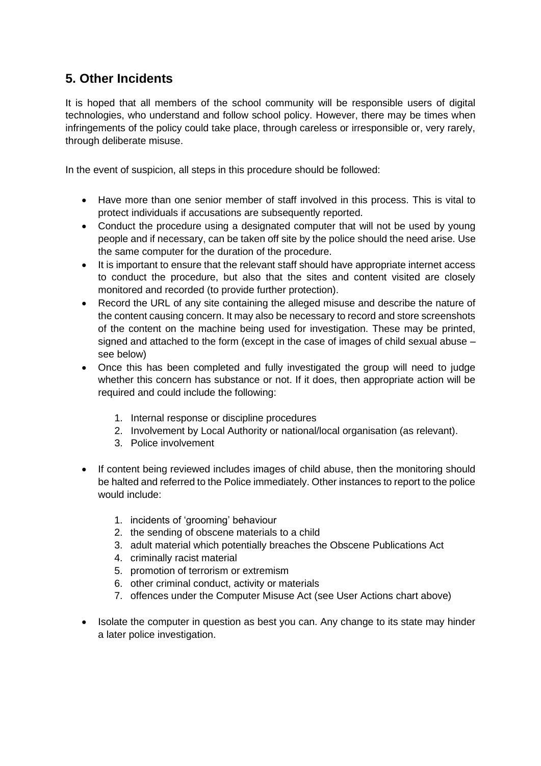## 5. Other Incidents

It is hoped that all members of the school community will be responsible users of digital technologies, who understand and follow school policy. However, there may be times when infringements of the policy could take place, through careless or irresponsible or, very rarely, through deliberate misuse.

In the event of suspicion, all steps in this procedure should be followed:

- Have more than one senior member of staff involved in this process. This is vital to protect individuals if accusations are subsequently reported.
- Conduct the procedure using a designated computer that will not be used by young people and if necessary, can be taken off site by the police should the need arise. Use the same computer for the duration of the procedure.
- It is important to ensure that the relevant staff should have appropriate internet access to conduct the procedure, but also that the sites and content visited are closely monitored and recorded (to provide further protection).
- Record the URL of any site containing the alleged misuse and describe the nature of the content causing concern. It may also be necessary to record and store screenshots of the content on the machine being used for investigation. These may be printed, signed and attached to the form (except in the case of images of child sexual abuse – see below)
- Once this has been completed and fully investigated the group will need to judge whether this concern has substance or not. If it does, then appropriate action will be required and could include the following:

    1. Internal response or discipline procedures
    2. Involvement by Local Authority or national/local organisation (as relevant).
    3. Police involvement

- If content being reviewed includes images of child abuse, then the monitoring should be halted and referred to the Police immediately. Other instances to report to the police would include:

    1. incidents of 'grooming' behaviour
    2. the sending of obscene materials to a child
    3. adult material which potentially breaches the Obscene Publications Act
    4. criminally racist material
    5. promotion of terrorism or extremism
    6. other criminal conduct, activity or materials
    7. offences under the Computer Misuse Act (see User Actions chart above)

- Isolate the computer in question as best you can. Any change to its state may hinder a later police investigation.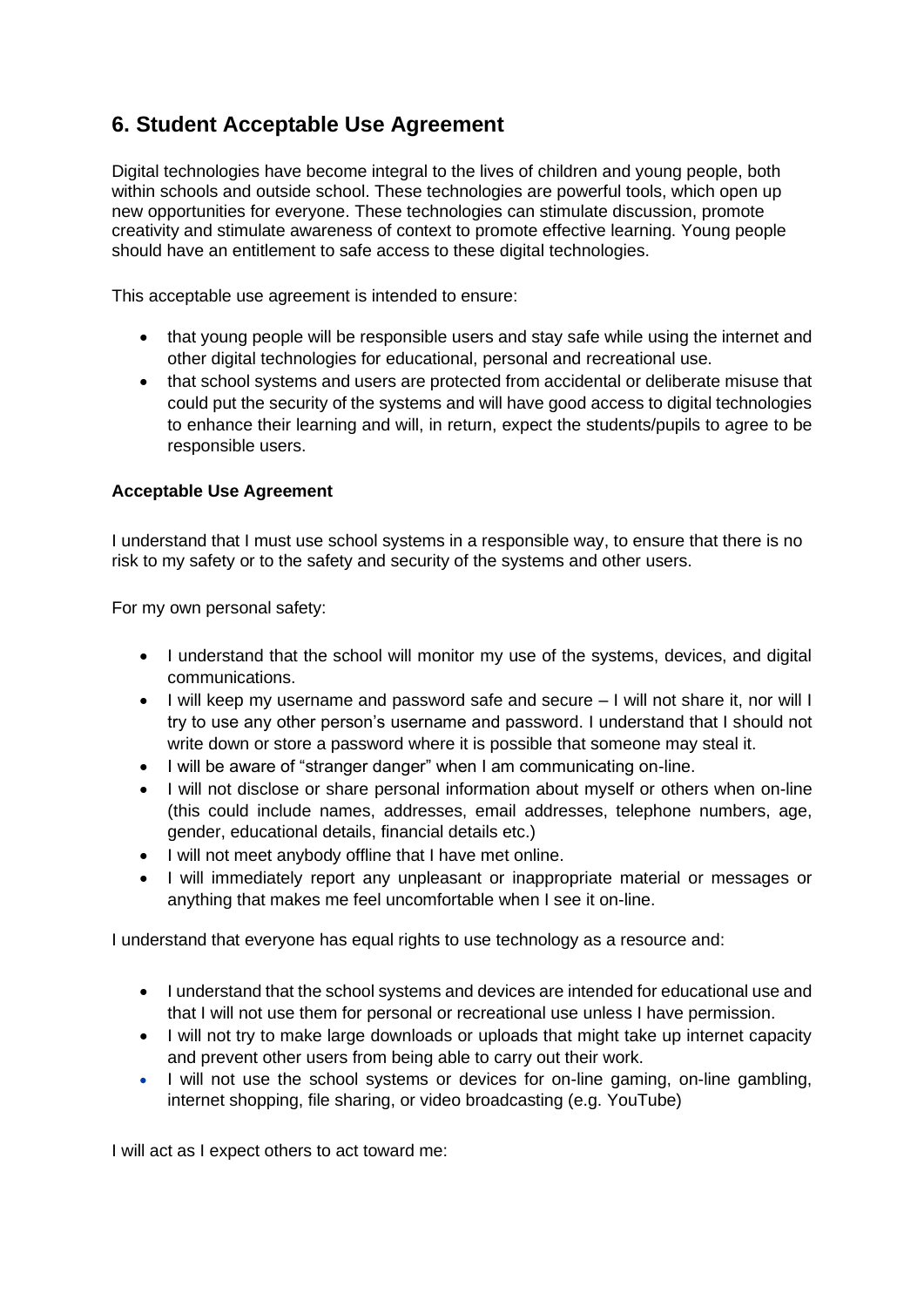## 6. Student Acceptable Use Agreement

Digital technologies have become integral to the lives of children and young people, both within schools and outside school. These technologies are powerful tools, which open up new opportunities for everyone. These technologies can stimulate discussion, promote creativity and stimulate awareness of context to promote effective learning. Young people should have an entitlement to safe access to these digital technologies.

This acceptable use agreement is intended to ensure:

- that young people will be responsible users and stay safe while using the internet and other digital technologies for educational, personal and recreational use.
- that school systems and users are protected from accidental or deliberate misuse that could put the security of the systems and will have good access to digital technologies to enhance their learning and will, in return, expect the students/pupils to agree to be responsible users.

**Acceptable Use Agreement**

I understand that I must use school systems in a responsible way, to ensure that there is no risk to my safety or to the safety and security of the systems and other users.

For my own personal safety:

- I understand that the school will monitor my use of the systems, devices, and digital communications.
- I will keep my username and password safe and secure – I will not share it, nor will I try to use any other person's username and password. I understand that I should not write down or store a password where it is possible that someone may steal it.
- I will be aware of "stranger danger" when I am communicating on-line.
- I will not disclose or share personal information about myself or others when on-line (this could include names, addresses, email addresses, telephone numbers, age, gender, educational details, financial details etc.)
- I will not meet anybody offline that I have met online.
- I will immediately report any unpleasant or inappropriate material or messages or anything that makes me feel uncomfortable when I see it on-line.

I understand that everyone has equal rights to use technology as a resource and:

- I understand that the school systems and devices are intended for educational use and that I will not use them for personal or recreational use unless I have permission.
- I will not try to make large downloads or uploads that might take up internet capacity and prevent other users from being able to carry out their work.
- I will not use the school systems or devices for on-line gaming, on-line gambling, internet shopping, file sharing, or video broadcasting (e.g. YouTube)

I will act as I expect others to act toward me: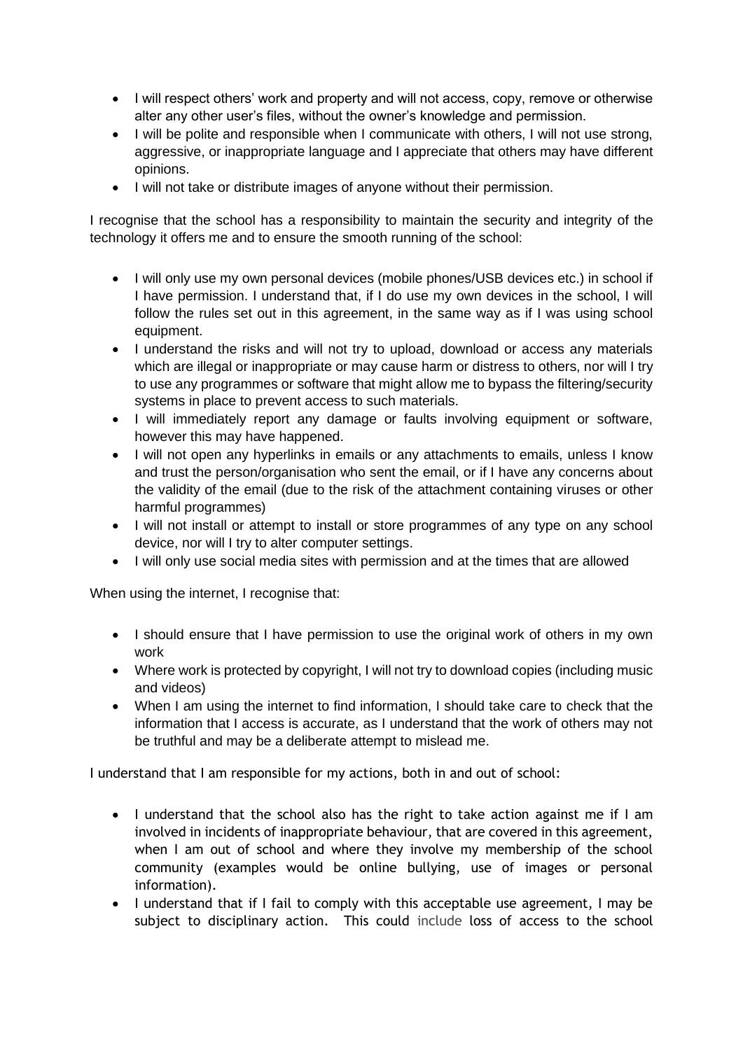- I will respect others' work and property and will not access, copy, remove or otherwise alter any other user's files, without the owner's knowledge and permission.
- I will be polite and responsible when I communicate with others, I will not use strong, aggressive, or inappropriate language and I appreciate that others may have different opinions.
- I will not take or distribute images of anyone without their permission.

I recognise that the school has a responsibility to maintain the security and integrity of the technology it offers me and to ensure the smooth running of the school:

- I will only use my own personal devices (mobile phones/USB devices etc.) in school if I have permission. I understand that, if I do use my own devices in the school, I will follow the rules set out in this agreement, in the same way as if I was using school equipment.
- I understand the risks and will not try to upload, download or access any materials which are illegal or inappropriate or may cause harm or distress to others, nor will I try to use any programmes or software that might allow me to bypass the filtering/security systems in place to prevent access to such materials.
- I will immediately report any damage or faults involving equipment or software, however this may have happened.
- I will not open any hyperlinks in emails or any attachments to emails, unless I know and trust the person/organisation who sent the email, or if I have any concerns about the validity of the email (due to the risk of the attachment containing viruses or other harmful programmes)
- I will not install or attempt to install or store programmes of any type on any school device, nor will I try to alter computer settings.
- I will only use social media sites with permission and at the times that are allowed

When using the internet, I recognise that:

- I should ensure that I have permission to use the original work of others in my own work
- Where work is protected by copyright, I will not try to download copies (including music and videos)
- When I am using the internet to find information, I should take care to check that the information that I access is accurate, as I understand that the work of others may not be truthful and may be a deliberate attempt to mislead me.

I understand that I am responsible for my actions, both in and out of school:

- I understand that the school also has the right to take action against me if I am involved in incidents of inappropriate behaviour, that are covered in this agreement, when I am out of school and where they involve my membership of the school community (examples would be online bullying, use of images or personal information).
- I understand that if I fail to comply with this acceptable use agreement, I may be subject to disciplinary action. This could include loss of access to the school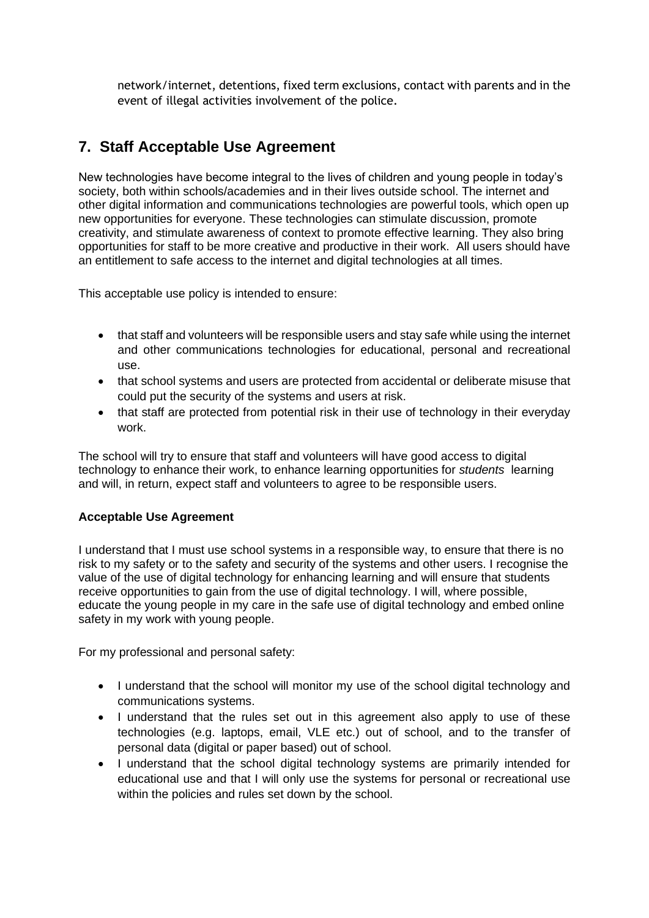network/internet, detentions, fixed term exclusions, contact with parents and in the event of illegal activities involvement of the police.

## 7. Staff Acceptable Use Agreement

New technologies have become integral to the lives of children and young people in today's society, both within schools/academies and in their lives outside school. The internet and other digital information and communications technologies are powerful tools, which open up new opportunities for everyone. These technologies can stimulate discussion, promote creativity, and stimulate awareness of context to promote effective learning. They also bring opportunities for staff to be more creative and productive in their work. All users should have an entitlement to safe access to the internet and digital technologies at all times.

This acceptable use policy is intended to ensure:

- that staff and volunteers will be responsible users and stay safe while using the internet and other communications technologies for educational, personal and recreational use.
- that school systems and users are protected from accidental or deliberate misuse that could put the security of the systems and users at risk.
- that staff are protected from potential risk in their use of technology in their everyday work.

The school will try to ensure that staff and volunteers will have good access to digital technology to enhance their work, to enhance learning opportunities for *students* learning and will, in return, expect staff and volunteers to agree to be responsible users.

**Acceptable Use Agreement**

I understand that I must use school systems in a responsible way, to ensure that there is no risk to my safety or to the safety and security of the systems and other users. I recognise the value of the use of digital technology for enhancing learning and will ensure that students receive opportunities to gain from the use of digital technology. I will, where possible, educate the young people in my care in the safe use of digital technology and embed online safety in my work with young people.

For my professional and personal safety:

- I understand that the school will monitor my use of the school digital technology and communications systems.
- I understand that the rules set out in this agreement also apply to use of these technologies (e.g. laptops, email, VLE etc.) out of school, and to the transfer of personal data (digital or paper based) out of school.
- I understand that the school digital technology systems are primarily intended for educational use and that I will only use the systems for personal or recreational use within the policies and rules set down by the school.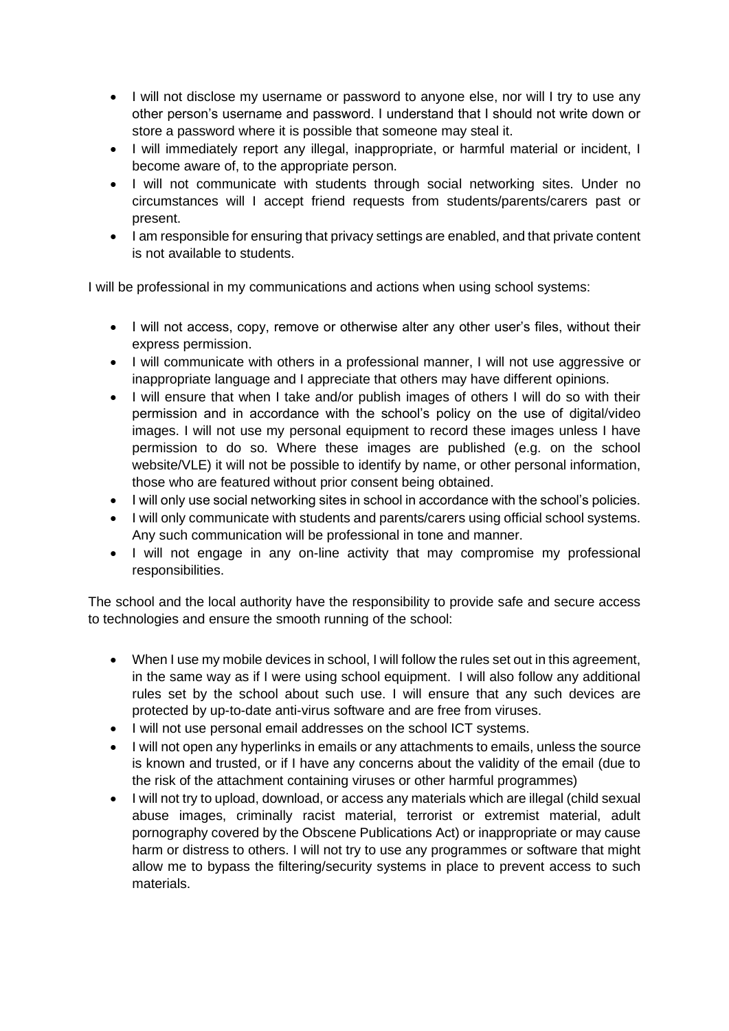- I will not disclose my username or password to anyone else, nor will I try to use any other person's username and password. I understand that I should not write down or store a password where it is possible that someone may steal it.
- I will immediately report any illegal, inappropriate, or harmful material or incident, I become aware of, to the appropriate person.
- I will not communicate with students through social networking sites. Under no circumstances will I accept friend requests from students/parents/carers past or present.
- I am responsible for ensuring that privacy settings are enabled, and that private content is not available to students.

I will be professional in my communications and actions when using school systems:

- I will not access, copy, remove or otherwise alter any other user's files, without their express permission.
- I will communicate with others in a professional manner, I will not use aggressive or inappropriate language and I appreciate that others may have different opinions.
- I will ensure that when I take and/or publish images of others I will do so with their permission and in accordance with the school's policy on the use of digital/video images. I will not use my personal equipment to record these images unless I have permission to do so. Where these images are published (e.g. on the school website/VLE) it will not be possible to identify by name, or other personal information, those who are featured without prior consent being obtained.
- I will only use social networking sites in school in accordance with the school's policies.
- I will only communicate with students and parents/carers using official school systems. Any such communication will be professional in tone and manner.
- I will not engage in any on-line activity that may compromise my professional responsibilities.

The school and the local authority have the responsibility to provide safe and secure access to technologies and ensure the smooth running of the school:

- When I use my mobile devices in school, I will follow the rules set out in this agreement, in the same way as if I were using school equipment. I will also follow any additional rules set by the school about such use. I will ensure that any such devices are protected by up-to-date anti-virus software and are free from viruses.
- I will not use personal email addresses on the school ICT systems.
- I will not open any hyperlinks in emails or any attachments to emails, unless the source is known and trusted, or if I have any concerns about the validity of the email (due to the risk of the attachment containing viruses or other harmful programmes)
- I will not try to upload, download, or access any materials which are illegal (child sexual abuse images, criminally racist material, terrorist or extremist material, adult pornography covered by the Obscene Publications Act) or inappropriate or may cause harm or distress to others. I will not try to use any programmes or software that might allow me to bypass the filtering/security systems in place to prevent access to such materials.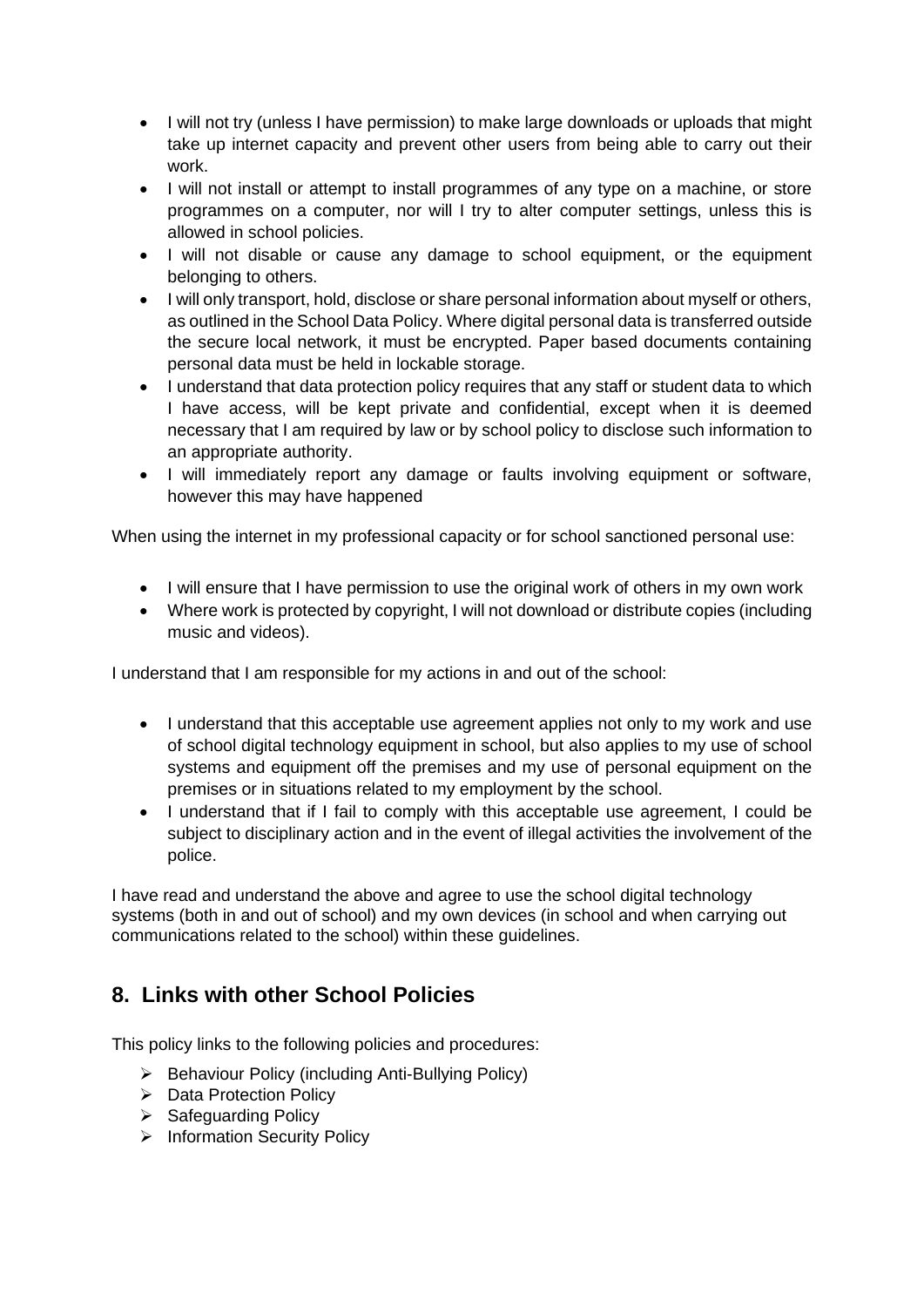- I will not try (unless I have permission) to make large downloads or uploads that might take up internet capacity and prevent other users from being able to carry out their work.
- I will not install or attempt to install programmes of any type on a machine, or store programmes on a computer, nor will I try to alter computer settings, unless this is allowed in school policies.
- I will not disable or cause any damage to school equipment, or the equipment belonging to others.
- I will only transport, hold, disclose or share personal information about myself or others, as outlined in the School Data Policy. Where digital personal data is transferred outside the secure local network, it must be encrypted. Paper based documents containing personal data must be held in lockable storage.
- I understand that data protection policy requires that any staff or student data to which I have access, will be kept private and confidential, except when it is deemed necessary that I am required by law or by school policy to disclose such information to an appropriate authority.
- I will immediately report any damage or faults involving equipment or software, however this may have happened

When using the internet in my professional capacity or for school sanctioned personal use:

- I will ensure that I have permission to use the original work of others in my own work
- Where work is protected by copyright, I will not download or distribute copies (including music and videos).

I understand that I am responsible for my actions in and out of the school:

- I understand that this acceptable use agreement applies not only to my work and use of school digital technology equipment in school, but also applies to my use of school systems and equipment off the premises and my use of personal equipment on the premises or in situations related to my employment by the school.
- I understand that if I fail to comply with this acceptable use agreement, I could be subject to disciplinary action and in the event of illegal activities the involvement of the police.

I have read and understand the above and agree to use the school digital technology systems (both in and out of school) and my own devices (in school and when carrying out communications related to the school) within these guidelines.

## 8. Links with other School Policies

This policy links to the following policies and procedures:

- Behaviour Policy (including Anti-Bullying Policy)
- Data Protection Policy
- Safeguarding Policy
- Information Security Policy